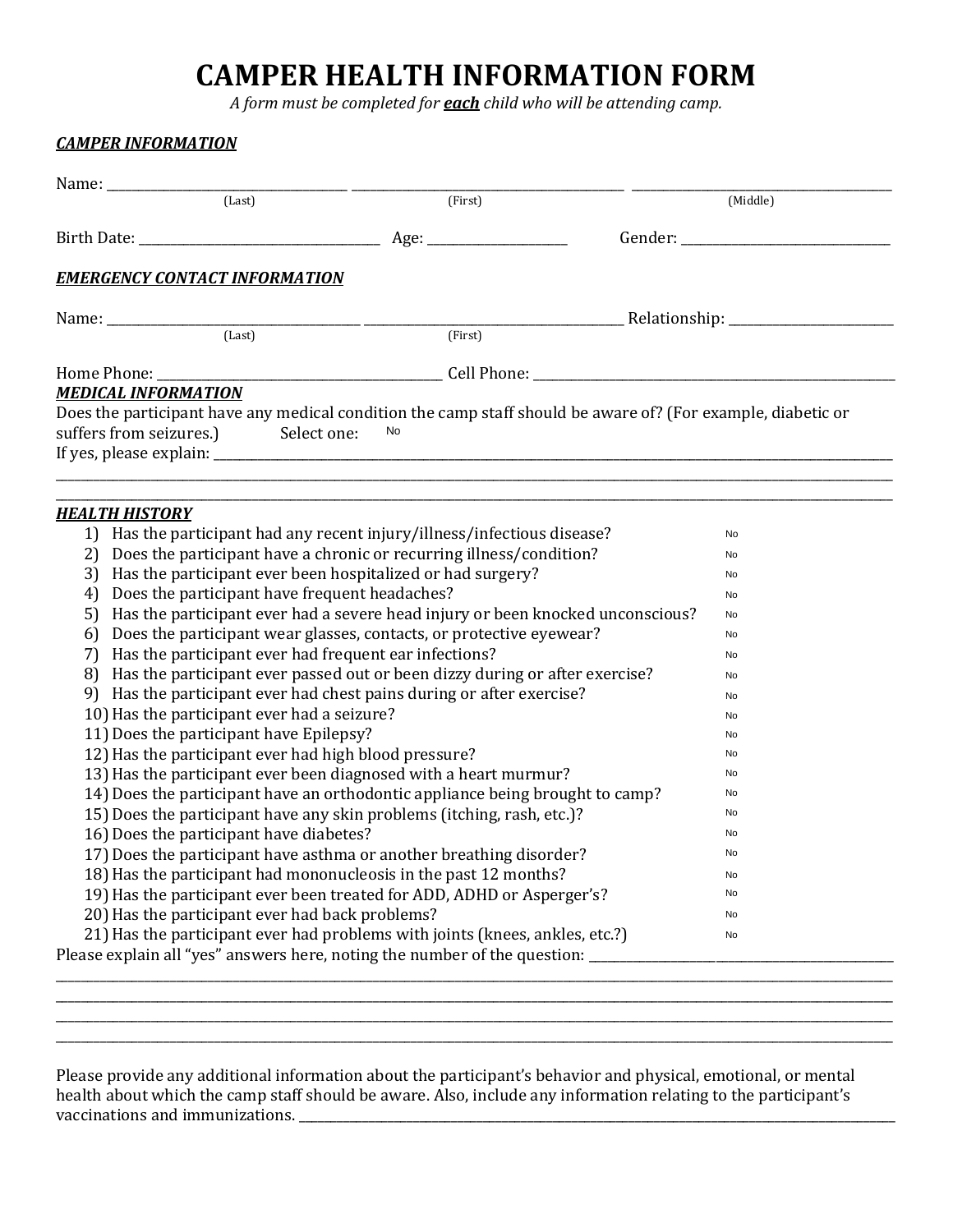# CAMPER HEALTH INFORMATION FORM

*A form must be completed for **each** child who will be attending camp.*

***CAMPER INFORMATION***

Name: ______________________ ______________________ ______________________
(Last) (First) (Middle)

Birth Date: ______________________ Age: ____________ Gender: ______________________

***EMERGENCY CONTACT INFORMATION***

Name: ______________________ ______________________ Relationship: ______________
(Last) (First)

Home Phone: ______________________ Cell Phone: ______________________

***MEDICAL INFORMATION***

Does the participant have any medical condition the camp staff should be aware of? (For example, diabetic or suffers from seizures.) Select one: No

If yes, please explain: ______________________________________________________________
______________________________________________________________________________
______________________________________________________________________________

***HEALTH HISTORY***

1) Has the participant had any recent injury/illness/infectious disease? No
2) Does the participant have a chronic or recurring illness/condition? No
3) Has the participant ever been hospitalized or had surgery? No
4) Does the participant have frequent headaches? No
5) Has the participant ever had a severe head injury or been knocked unconscious? No
6) Does the participant wear glasses, contacts, or protective eyewear? No
7) Has the participant ever had frequent ear infections? No
8) Has the participant ever passed out or been dizzy during or after exercise? No
9) Has the participant ever had chest pains during or after exercise? No
10) Has the participant ever had a seizure? No
11) Does the participant have Epilepsy? No
12) Has the participant ever had high blood pressure? No
13) Has the participant ever been diagnosed with a heart murmur? No
14) Does the participant have an orthodontic appliance being brought to camp? No
15) Does the participant have any skin problems (itching, rash, etc.)? No
16) Does the participant have diabetes? No
17) Does the participant have asthma or another breathing disorder? No
18) Has the participant had mononucleosis in the past 12 months? No
19) Has the participant ever been treated for ADD, ADHD or Asperger's? No
20) Has the participant ever had back problems? No
21) Has the participant ever had problems with joints (knees, ankles, etc.?) No

Please explain all "yes" answers here, noting the number of the question: ______________________
______________________________________________________________________________
______________________________________________________________________________
______________________________________________________________________________
______________________________________________________________________________

Please provide any additional information about the participant's behavior and physical, emotional, or mental health about which the camp staff should be aware. Also, include any information relating to the participant's vaccinations and immunizations. ______________________________________________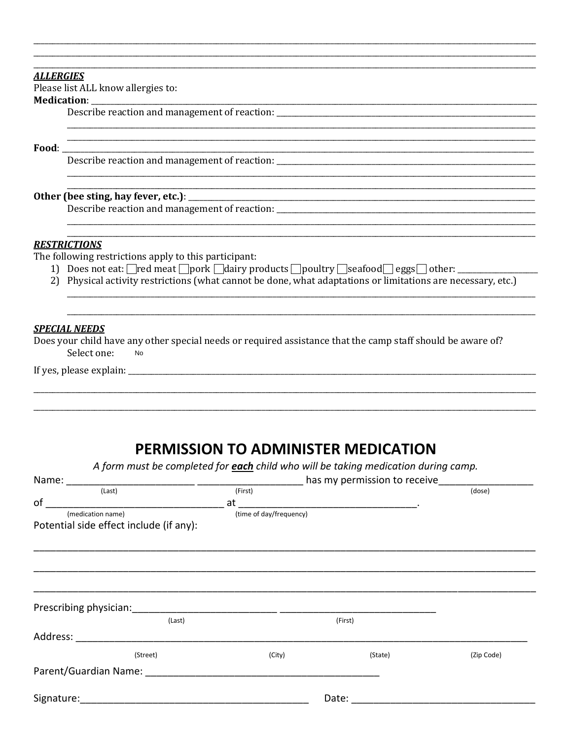______________________________________________________________________________

______________________________________________________________________________

______________________________________________________________________________

***ALLERGIES***

Please list ALL know allergies to:

**Medication**: ______________________________________________________________________

Describe reaction and management of reaction: ______________________________________

______________________________________________________________________

______________________________________________________________________

**Food**: ______________________________________________________________________

Describe reaction and management of reaction: ______________________________________

______________________________________________________________________

______________________________________________________________________

**Other (bee sting, hay fever, etc.)**: ____________________________________________

Describe reaction and management of reaction: ______________________________________

______________________________________________________________________

______________________________________________________________________

***RESTRICTIONS***

The following restrictions apply to this participant:

1) Does not eat: ☐red meat ☐pork ☐dairy products ☐poultry ☐seafood☐ eggs☐ other: ________________
2) Physical activity restrictions (what cannot be done, what adaptations or limitations are necessary, etc.)

______________________________________________________________________

______________________________________________________________________

***SPECIAL NEEDS***

Does your child have any other special needs or required assistance that the camp staff should be aware of?

Select one: No

If yes, please explain: ______________________________________________________________

______________________________________________________________________

______________________________________________________________________

# PERMISSION TO ADMINISTER MEDICATION

*A form must be completed for* ***each*** *child who will be taking medication during camp.*

Name: ________________________ ____________________ has my permission to receive_________________
(Last) (First) (dose)

of _________________________________ at _________________________________.
(medication name) (time of day/frequency)

Potential side effect include (if any):

______________________________________________________________________

______________________________________________________________________

______________________________________________________________________

Prescribing physician:___________________________ _____________________________
(Last) (First)

Address: ______________________________________________________________________
(Street) (City) (State) (Zip Code)

Parent/Guardian Name: ___________________________________________

Signature:_________________________________________ Date: ________________________________